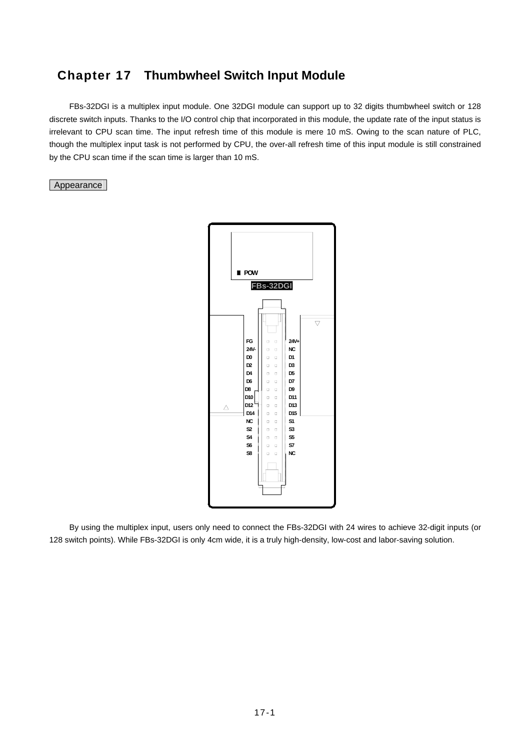# Chapter 17 Thumbwheel Switch Input Module

FBs-32DGI is a multiplex input module. One 32DGI module can support up to 32 digits thumbwheel switch or 128 discrete switch inputs. Thanks to the I/O control chip that incorporated in this module, the update rate of the input status is irrelevant to CPU scan time. The input refresh time of this module is mere 10 mS. Owing to the scan nature of PLC, though the multiplex input task is not performed by CPU, the over-all refresh time of this input module is still constrained by the CPU scan time if the scan time is larger than 10 mS.

Appearance

POW

FBs-32DGI

| | |
|---|---|
| FG | 24V+ |
| 24V- | NC |
| D0 | D1 |
| D2 | D3 |
| D4 | D5 |
| D6 | D7 |
| D8 | D9 |
| D10 | D11 |
| D12 | D13 |
| D14 | D15 |
| NC | S1 |
| S2 | S3 |
| S4 | S5 |
| S6 | S7 |
| S8 | NC |

By using the multiplex input, users only need to connect the FBs-32DGI with 24 wires to achieve 32-digit inputs (or 128 switch points). While FBs-32DGI is only 4cm wide, it is a truly high-density, low-cost and labor-saving solution.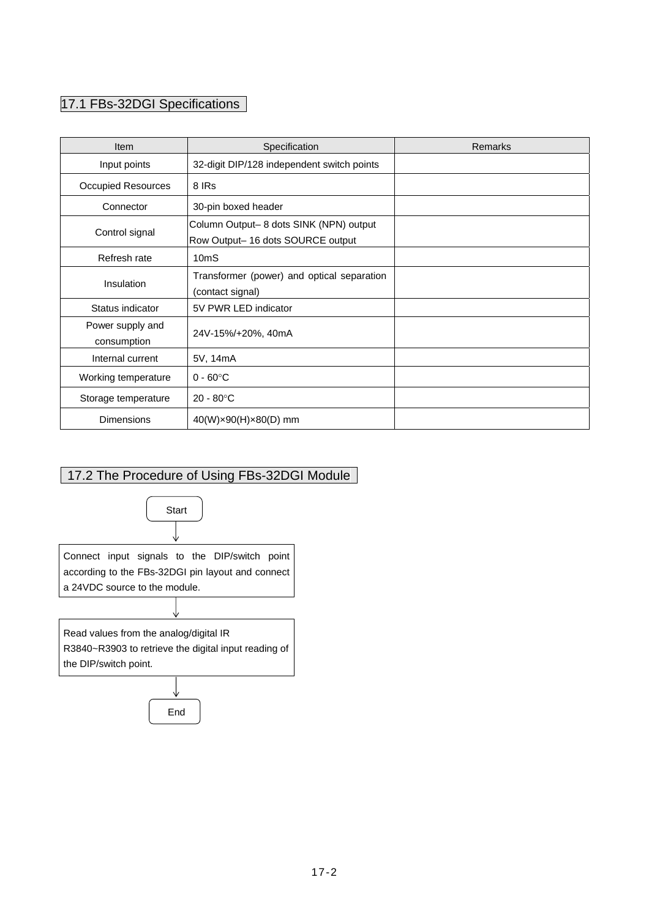## 17.1 FBs-32DGI Specifications

| Item | Specification | Remarks |
|---|---|---|
| Input points | 32-digit DIP/128 independent switch points | |
| Occupied Resources | 8 IRs | |
| Connector | 30-pin boxed header | |
| Control signal | Column Output– 8 dots SINK (NPN) output<br>Row Output– 16 dots SOURCE output | |
| Refresh rate | 10mS | |
| Insulation | Transformer (power) and optical separation (contact signal) | |
| Status indicator | 5V PWR LED indicator | |
| Power supply and consumption | 24V-15%/+20%, 40mA | |
| Internal current | 5V, 14mA | |
| Working temperature | 0 - 60°C | |
| Storage temperature | 20 - 80°C | |
| Dimensions | 40(W)×90(H)×80(D) mm | |

## 17.2 The Procedure of Using FBs-32DGI Module

Start

↓

Connect input signals to the DIP/switch point according to the FBs-32DGI pin layout and connect a 24VDC source to the module.

↓

Read values from the analog/digital IR R3840~R3903 to retrieve the digital input reading of the DIP/switch point.

↓

End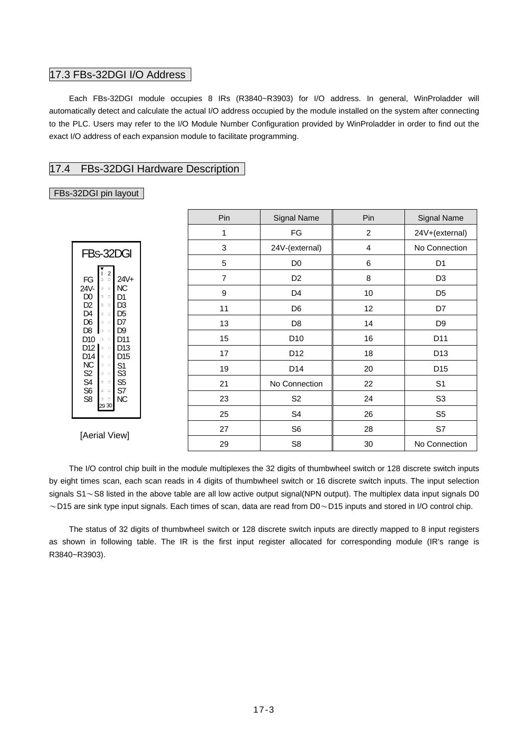## 17.3 FBs-32DGI I/O Address

Each FBs-32DGI module occupies 8 IRs (R3840~R3903) for I/O address. In general, WinProladder will automatically detect and calculate the actual I/O address occupied by the module installed on the system after connecting to the PLC. Users may refer to the I/O Module Number Configuration provided by WinProladder in order to find out the exact I/O address of each expansion module to facilitate programming.

## 17.4 FBs-32DGI Hardware Description

### FBs-32DGI pin layout

FBs-32DGI

| | | | |
|---|---|---|---|
| FG | 1 | 2 | 24V+ |
| 24V- | | | NC |
| D0 | | | D1 |
| D2 | | | D3 |
| D4 | | | D5 |
| D6 | | | D7 |
| D8 | | | D9 |
| D10 | | | D11 |
| D12 | | | D13 |
| D14 | | | D15 |
| NC | | | S1 |
| S2 | | | S3 |
| S4 | | | S5 |
| S6 | | | S7 |
| S8 | 29 | 30 | NC |

[Aerial View]

| Pin | Signal Name | Pin | Signal Name |
|---|---|---|---|
| 1 | FG | 2 | 24V+(external) |
| 3 | 24V-(external) | 4 | No Connection |
| 5 | D0 | 6 | D1 |
| 7 | D2 | 8 | D3 |
| 9 | D4 | 10 | D5 |
| 11 | D6 | 12 | D7 |
| 13 | D8 | 14 | D9 |
| 15 | D10 | 16 | D11 |
| 17 | D12 | 18 | D13 |
| 19 | D14 | 20 | D15 |
| 21 | No Connection | 22 | S1 |
| 23 | S2 | 24 | S3 |
| 25 | S4 | 26 | S5 |
| 27 | S6 | 28 | S7 |
| 29 | S8 | 30 | No Connection |

The I/O control chip built in the module multiplexes the 32 digits of thumbwheel switch or 128 discrete switch inputs by eight times scan, each scan reads in 4 digits of thumbwheel switch or 16 discrete switch inputs. The input selection signals S1～S8 listed in the above table are all low active output signal(NPN output). The multiplex data input signals D0～D15 are sink type input signals. Each times of scan, data are read from D0～D15 inputs and stored in I/O control chip.

The status of 32 digits of thumbwheel switch or 128 discrete switch inputs are directly mapped to 8 input registers as shown in following table. The IR is the first input register allocated for corresponding module (IR's range is R3840~R3903).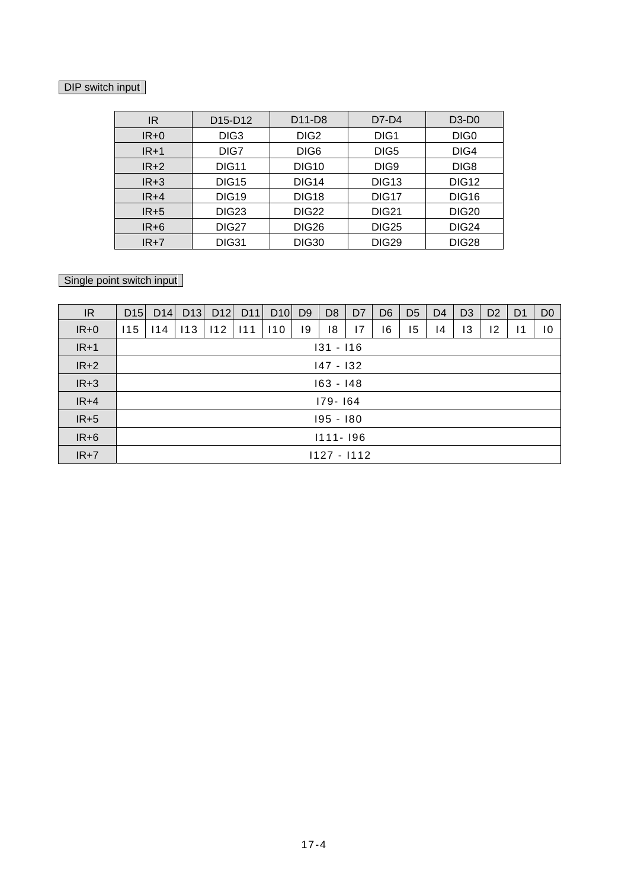DIP switch input

| IR | D15-D12 | D11-D8 | D7-D4 | D3-D0 |
|---|---|---|---|---|
| IR+0 | DIG3 | DIG2 | DIG1 | DIG0 |
| IR+1 | DIG7 | DIG6 | DIG5 | DIG4 |
| IR+2 | DIG11 | DIG10 | DIG9 | DIG8 |
| IR+3 | DIG15 | DIG14 | DIG13 | DIG12 |
| IR+4 | DIG19 | DIG18 | DIG17 | DIG16 |
| IR+5 | DIG23 | DIG22 | DIG21 | DIG20 |
| IR+6 | DIG27 | DIG26 | DIG25 | DIG24 |
| IR+7 | DIG31 | DIG30 | DIG29 | DIG28 |

Single point switch input

| IR | D15 | D14 | D13 | D12 | D11 | D10 | D9 | D8 | D7 | D6 | D5 | D4 | D3 | D2 | D1 | D0 |
|---|---|---|---|---|---|---|---|---|---|---|---|---|---|---|---|---|
| IR+0 | I15 | I14 | I13 | I12 | I11 | I10 | I9 | I8 | I7 | I6 | I5 | I4 | I3 | I2 | I1 | I0 |
| IR+1 | I31 - I16 | | | | | | | | | | | | | | | |
| IR+2 | I47 - I32 | | | | | | | | | | | | | | | |
| IR+3 | I63 - I48 | | | | | | | | | | | | | | | |
| IR+4 | I79- I64 | | | | | | | | | | | | | | | |
| IR+5 | I95 - I80 | | | | | | | | | | | | | | | |
| IR+6 | I111- I96 | | | | | | | | | | | | | | | |
| IR+7 | I127 - I112 | | | | | | | | | | | | | | | |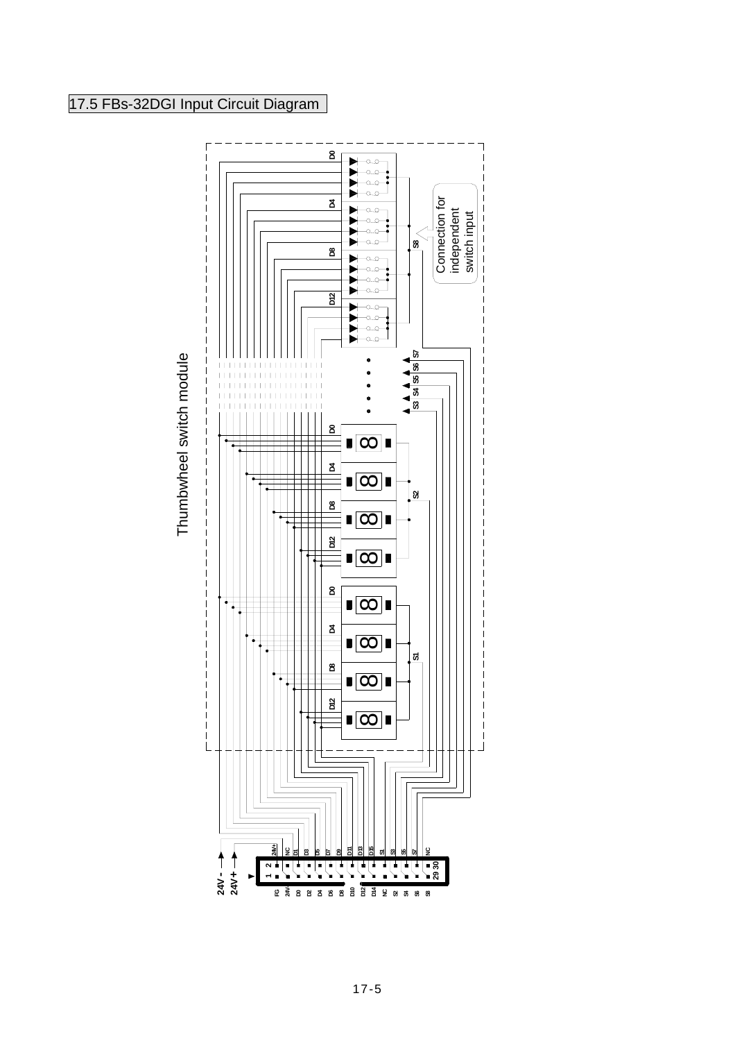## 17.5 FBs-32DGI Input Circuit Diagram

Thumbwheel switch module

Connection for independent switch input

D0
D4
D8
D12
S8
S7
S6
S5
S4
S3
S2
S1

24V -
24V +

24V+ NC D1 D3 D5 D7 D9 D11 D13 D15 S1 S3 S5 S7 NC

2 ... 30

1 ... 29

FG 24V- D0 D2 D4 D6 D8 D10 D12 D14 NC S2 S4 S6 S8